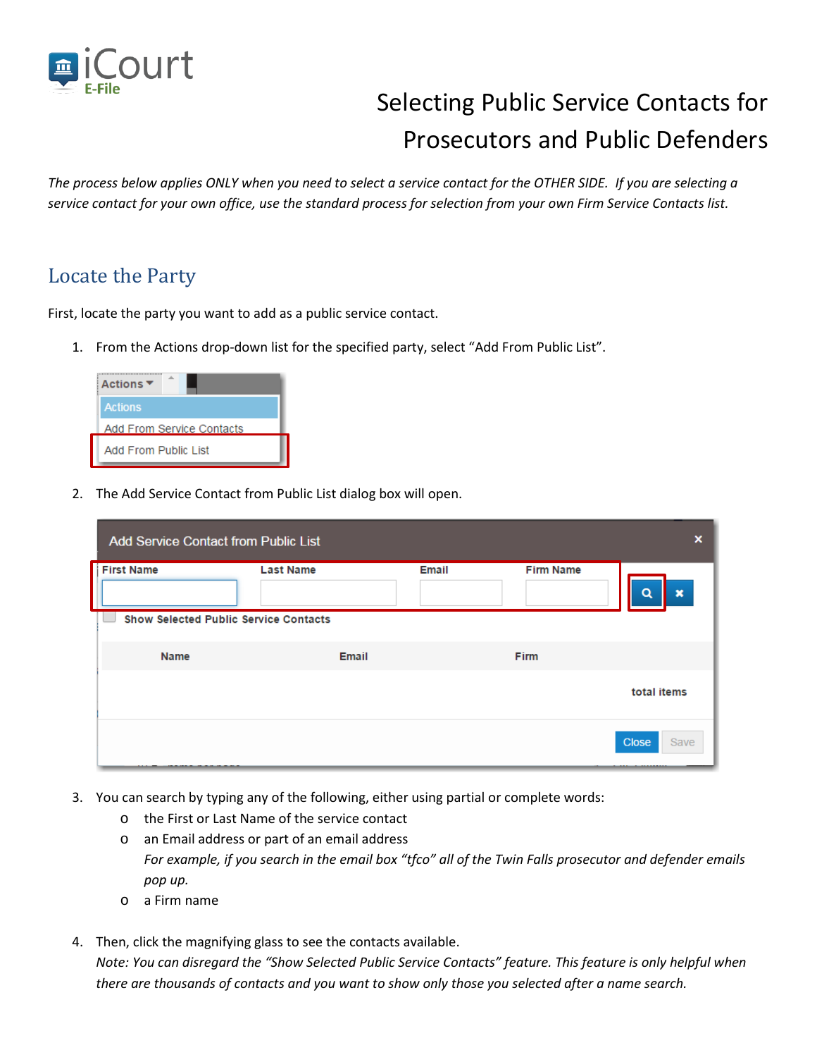iCourt E-File

# Selecting Public Service Contacts for Prosecutors and Public Defenders

*The process below applies ONLY when you need to select a service contact for the OTHER SIDE. If you are selecting a service contact for your own office, use the standard process for selection from your own Firm Service Contacts list.*

## Locate the Party

First, locate the party you want to add as a public service contact.

1. From the Actions drop-down list for the specified party, select "Add From Public List".
2. The Add Service Contact from Public List dialog box will open.
3. You can search by typing any of the following, either using partial or complete words:
   - the First or Last Name of the service contact
   - an Email address or part of an email address
     *For example, if you search in the email box "tfco" all of the Twin Falls prosecutor and defender emails pop up.*
   - a Firm name
4. Then, click the magnifying glass to see the contacts available.
   *Note: You can disregard the "Show Selected Public Service Contacts" feature. This feature is only helpful when there are thousands of contacts and you want to show only those you selected after a name search.*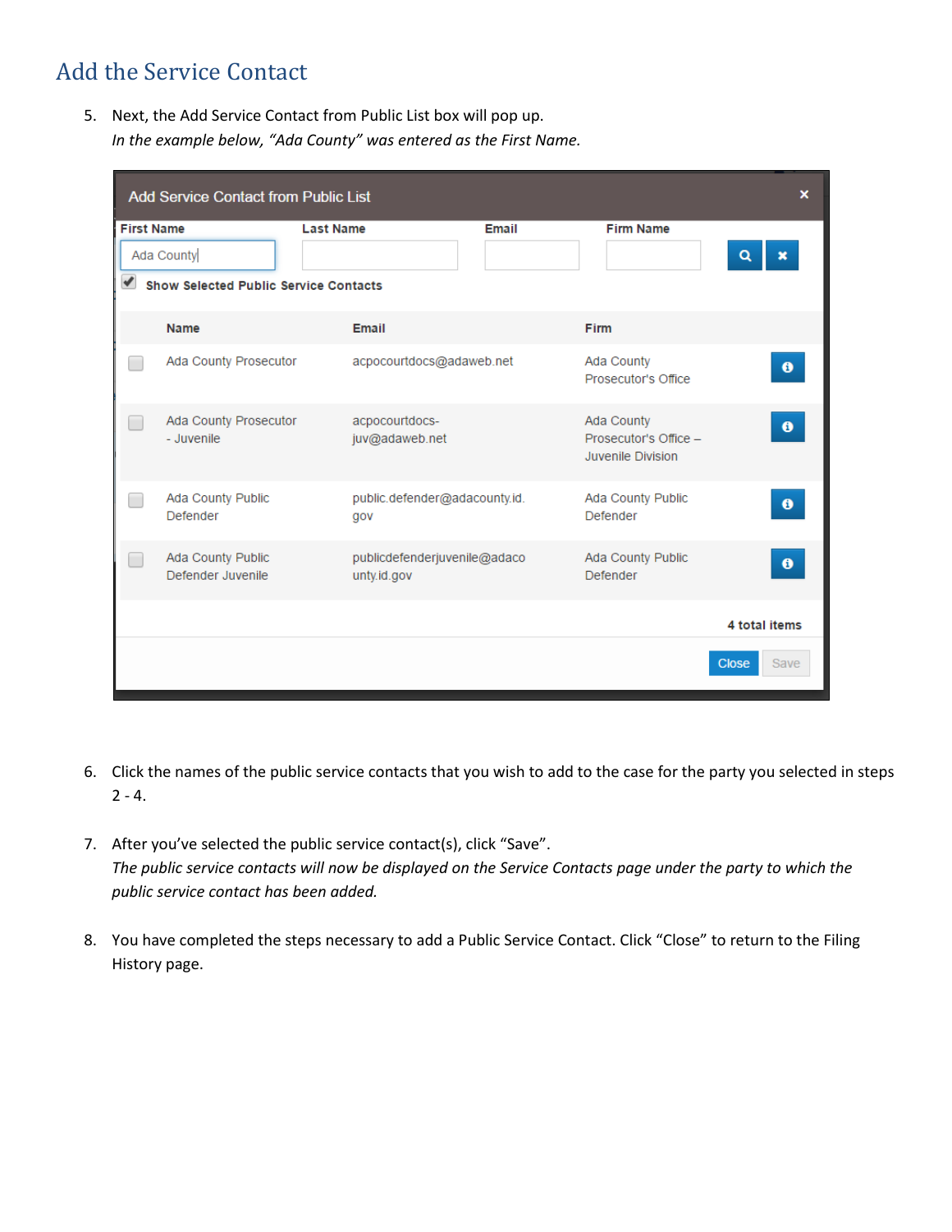## Add the Service Contact

5. Next, the Add Service Contact from Public List box will pop up.
   *In the example below, "Ada County" was entered as the First Name.*

**Add Service Contact from Public List**

First Name: Ada County | Last Name | Email | Firm Name

☑ Show Selected Public Service Contacts

| Name | Email | Firm |
|---|---|---|
| Ada County Prosecutor | acpocourtdocs@adaweb.net | Ada County Prosecutor's Office |
| Ada County Prosecutor - Juvenile | acpocourtdocs-juv@adaweb.net | Ada County Prosecutor's Office – Juvenile Division |
| Ada County Public Defender | public.defender@adacounty.id.gov | Ada County Public Defender |
| Ada County Public Defender Juvenile | publicdefenderjuvenile@adacounty.id.gov | Ada County Public Defender |

4 total items

Close | Save

6. Click the names of the public service contacts that you wish to add to the case for the party you selected in steps 2 - 4.

7. After you've selected the public service contact(s), click "Save".
   *The public service contacts will now be displayed on the Service Contacts page under the party to which the public service contact has been added.*

8. You have completed the steps necessary to add a Public Service Contact. Click "Close" to return to the Filing History page.